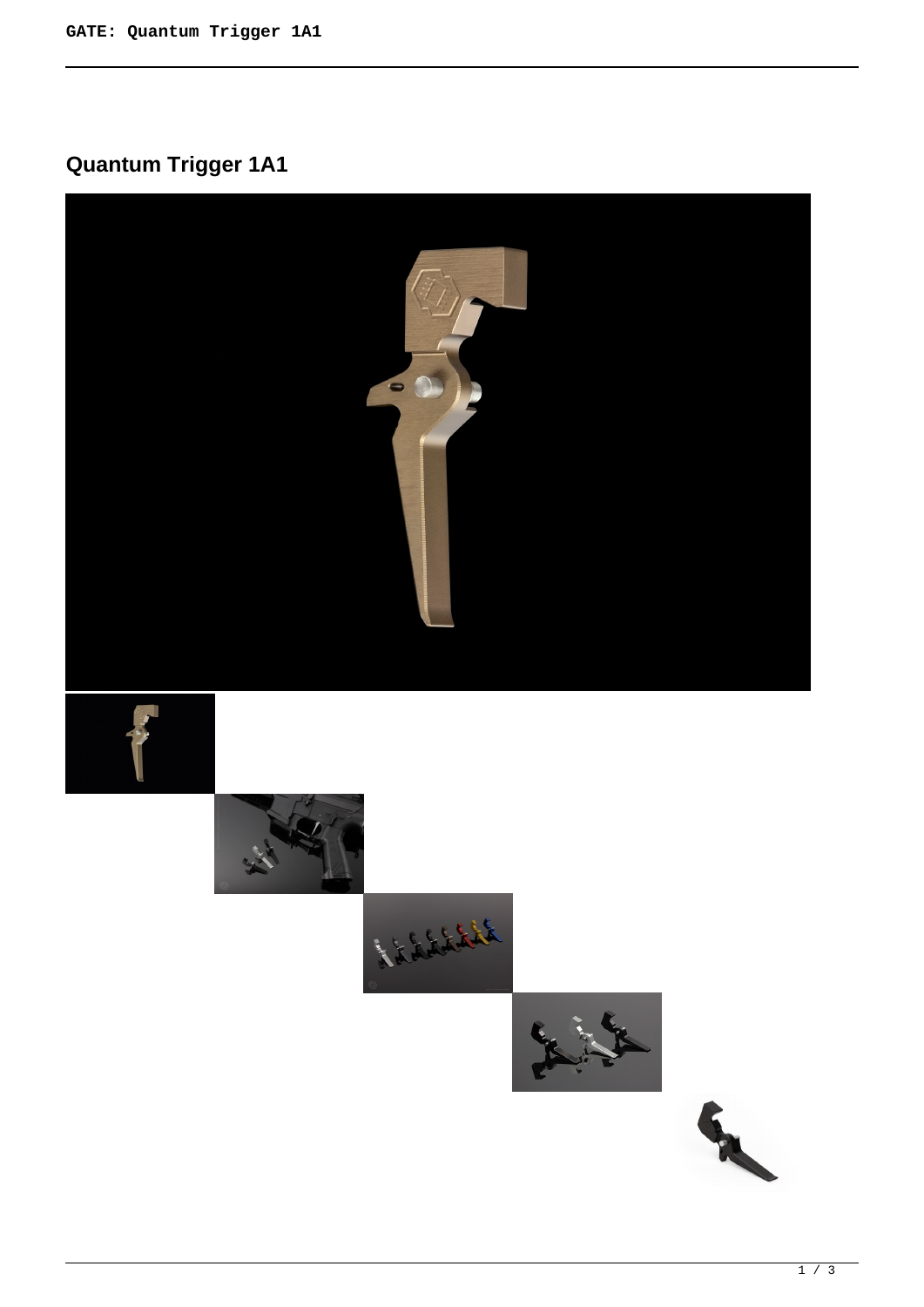# Quantum Trigger 1A1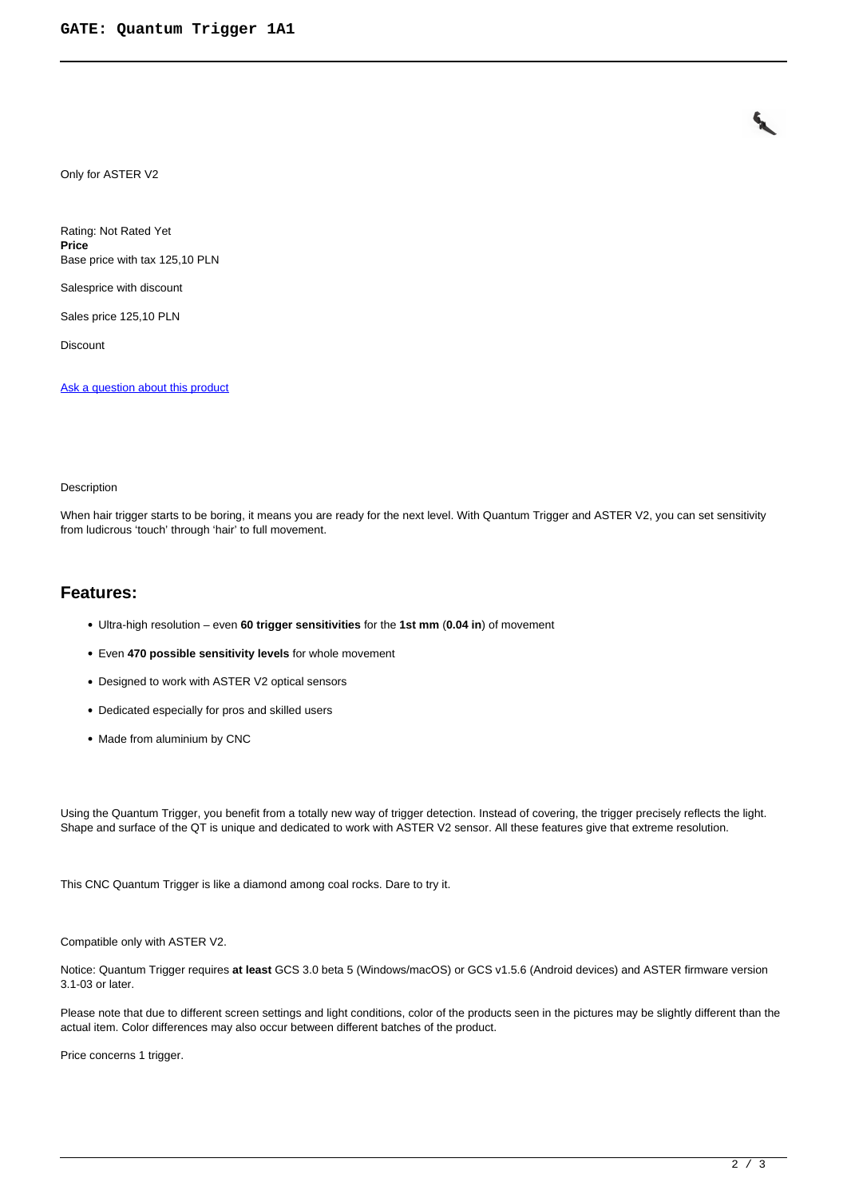Only for ASTER V2

Rating: Not Rated Yet
**Price**
Base price with tax 125,10 PLN

Salesprice with discount

Sales price 125,10 PLN

Discount

[Ask a question about this product]()

Description

When hair trigger starts to be boring, it means you are ready for the next level. With Quantum Trigger and ASTER V2, you can set sensitivity from ludicrous 'touch' through 'hair' to full movement.

## Features:

- Ultra-high resolution – even **60 trigger sensitivities** for the **1st mm** (**0.04 in**) of movement
- Even **470 possible sensitivity levels** for whole movement
- Designed to work with ASTER V2 optical sensors
- Dedicated especially for pros and skilled users
- Made from aluminium by CNC

Using the Quantum Trigger, you benefit from a totally new way of trigger detection. Instead of covering, the trigger precisely reflects the light. Shape and surface of the QT is unique and dedicated to work with ASTER V2 sensor. All these features give that extreme resolution.

This CNC Quantum Trigger is like a diamond among coal rocks. Dare to try it.

Compatible only with ASTER V2.

Notice: Quantum Trigger requires **at least** GCS 3.0 beta 5 (Windows/macOS) or GCS v1.5.6 (Android devices) and ASTER firmware version 3.1-03 or later.

Please note that due to different screen settings and light conditions, color of the products seen in the pictures may be slightly different than the actual item. Color differences may also occur between different batches of the product.

Price concerns 1 trigger.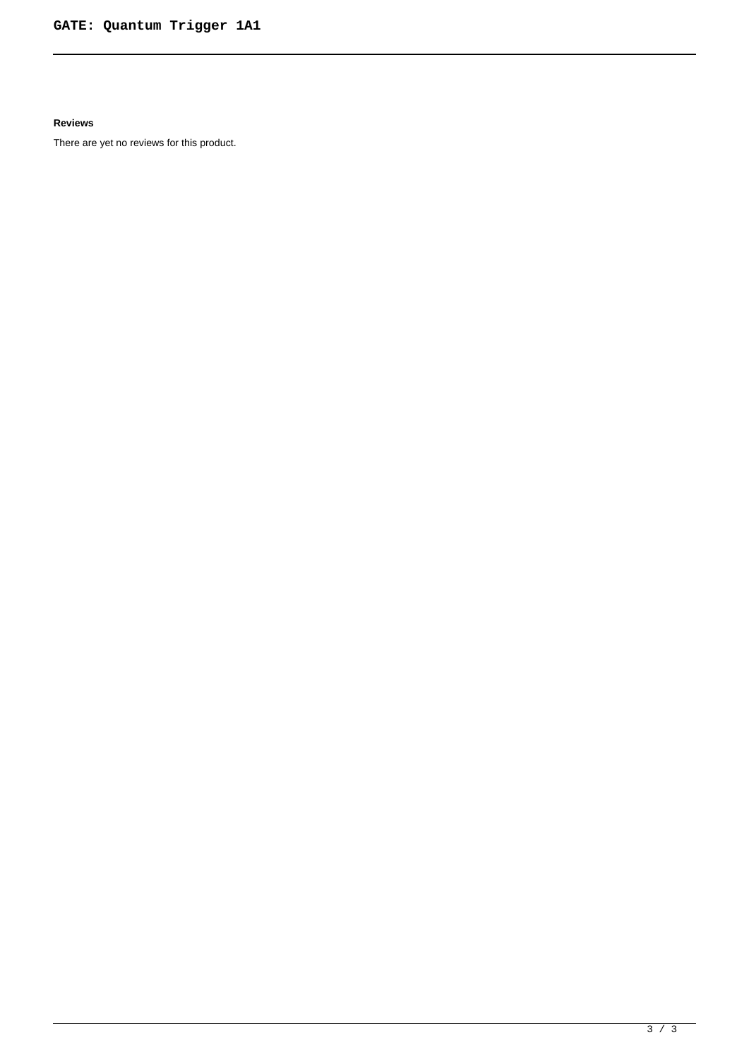**Reviews**

There are yet no reviews for this product.